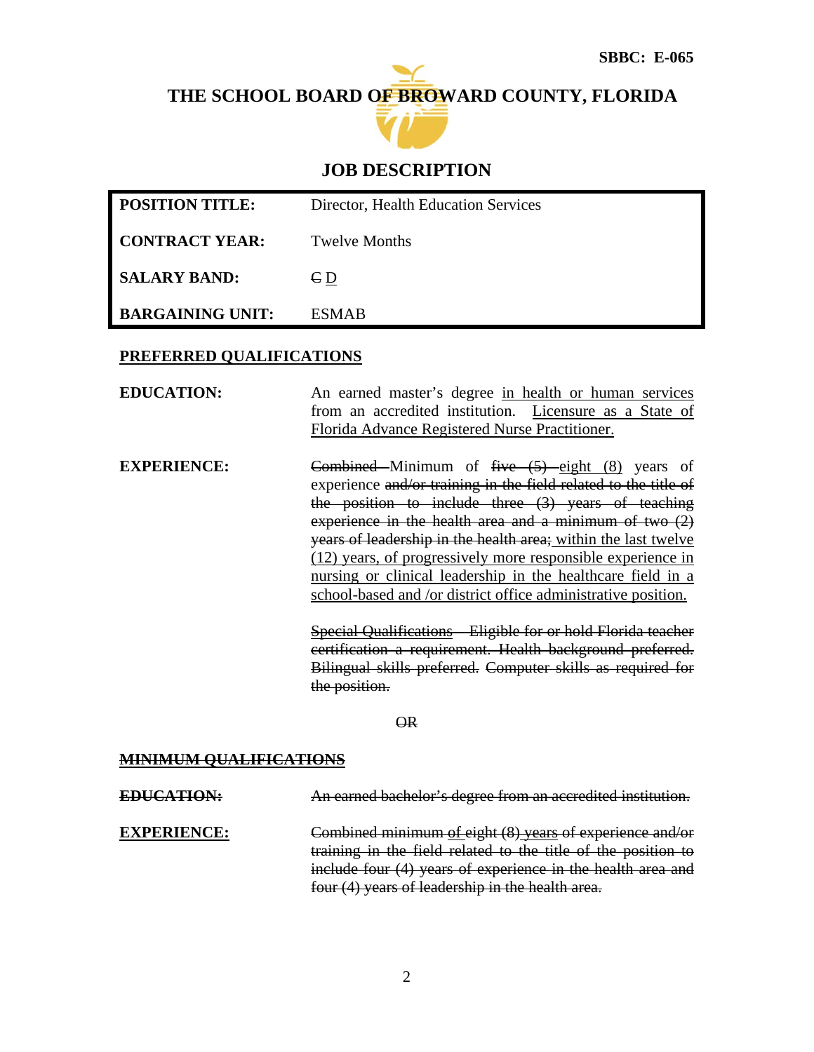SBBC: E-065

# THE SCHOOL BOARD OF BROWARD COUNTY, FLORIDA

## JOB DESCRIPTION

| | |
|---|---|
| **POSITION TITLE:** | Director, Health Education Services |
| **CONTRACT YEAR:** | Twelve Months |
| **SALARY BAND:** | ~~C~~ <u>D</u> |
| **BARGAINING UNIT:** | ESMAB |

### <u>PREFERRED QUALIFICATIONS</u>

**EDUCATION:** An earned master's degree <u>in health or human services</u> from an accredited institution. <u>Licensure as a State of Florida Advance Registered Nurse Practitioner.</u>

**EXPERIENCE:** ~~Combined~~ Minimum of ~~five (5)~~ <u>eight (8)</u> years of experience ~~and/or training in the field related to the title of the position to include three (3) years of teaching experience in the health area and a minimum of two (2) years of leadership in the health area;~~ <u>within the last twelve (12) years, of progressively more responsible experience in nursing or clinical leadership in the healthcare field in a school-based and /or district office administrative position.</u>

~~Special Qualifications – Eligible for or hold Florida teacher certification a requirement. Health background preferred. Bilingual skills preferred. Computer skills as required for the position.~~

~~OR~~

### ~~MINIMUM QUALIFICATIONS~~

~~**EDUCATION:**~~ ~~An earned bachelor's degree from an accredited institution.~~

~~**EXPERIENCE:**~~ ~~Combined minimum <u>of</u> eight (8) <u>years</u> of experience and/or training in the field related to the title of the position to include four (4) years of experience in the health area and four (4) years of leadership in the health area.~~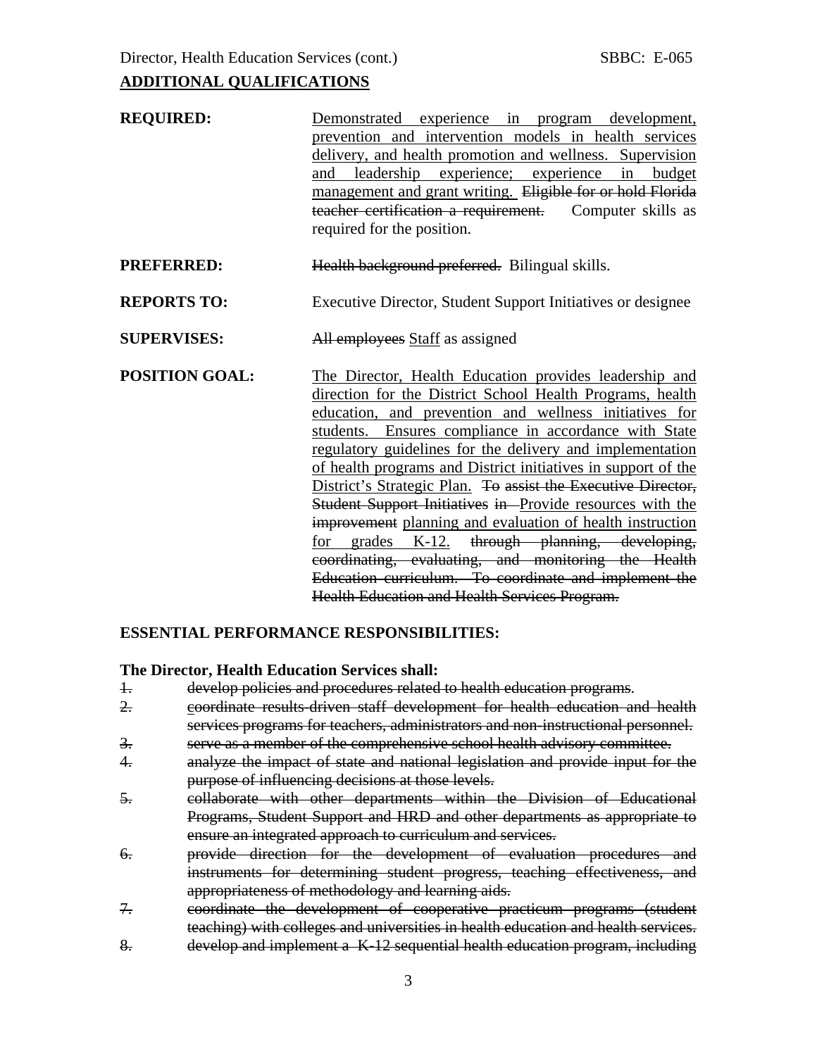## ADDITIONAL QUALIFICATIONS

**REQUIRED:** <u>Demonstrated experience in program development, prevention and intervention models in health services delivery, and health promotion and wellness. Supervision and leadership experience; experience in budget management and grant writing.</u> ~~Eligible for or hold Florida teacher certification a requirement.~~ Computer skills as required for the position.

**PREFERRED:** ~~Health background preferred.~~ Bilingual skills.

**REPORTS TO:** Executive Director, Student Support Initiatives or designee

**SUPERVISES:** ~~All employees~~ <u>Staff</u> as assigned

**POSITION GOAL:** <u>The Director, Health Education provides leadership and direction for the District School Health Programs, health education, and prevention and wellness initiatives for students. Ensures compliance in accordance with State regulatory guidelines for the delivery and implementation of health programs and District initiatives in support of the District's Strategic Plan.</u> ~~To assist the Executive Director, Student Support Initiatives in~~ <u>Provide resources with the</u> ~~improvement~~ <u>planning and evaluation of health instruction for grades K-12.</u> ~~through planning, developing, coordinating, evaluating, and monitoring the Health Education curriculum. To coordinate and implement the Health Education and Health Services Program.~~

**ESSENTIAL PERFORMANCE RESPONSIBILITIES:**

**The Director, Health Education Services shall:**

1. ~~develop policies and procedures related to health education programs.~~
2. ~~coordinate results-driven staff development for health education and health services programs for teachers, administrators and non-instructional personnel.~~
3. ~~serve as a member of the comprehensive school health advisory committee.~~
4. ~~analyze the impact of state and national legislation and provide input for the purpose of influencing decisions at those levels.~~
5. ~~collaborate with other departments within the Division of Educational Programs, Student Support and HRD and other departments as appropriate to ensure an integrated approach to curriculum and services.~~
6. ~~provide direction for the development of evaluation procedures and instruments for determining student progress, teaching effectiveness, and appropriateness of methodology and learning aids.~~
7. ~~coordinate the development of cooperative practicum programs (student teaching) with colleges and universities in health education and health services.~~
8. ~~develop and implement a K-12 sequential health education program, including~~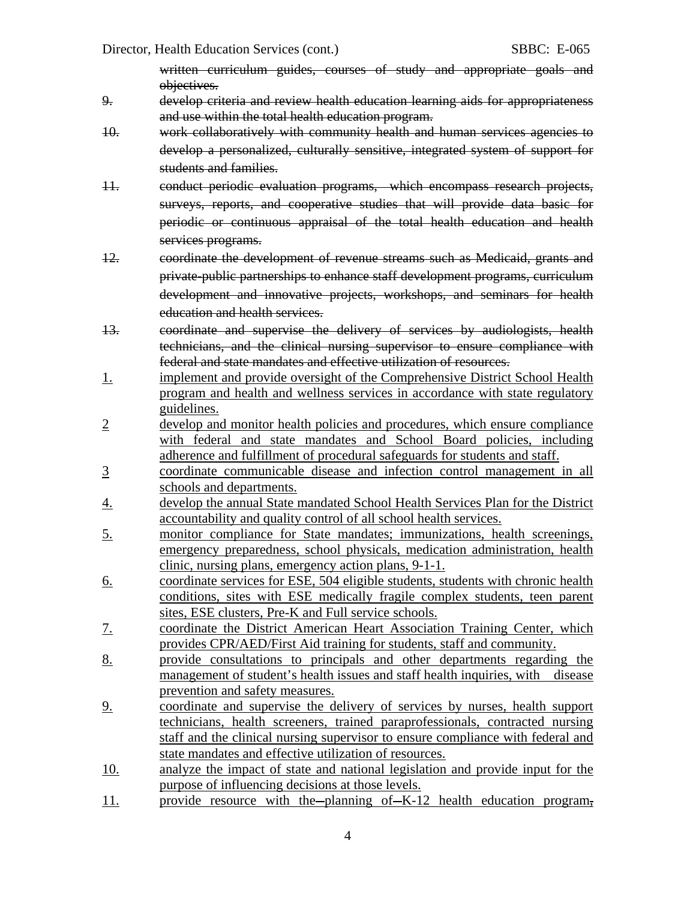~~written curriculum guides, courses of study and appropriate goals and objectives.~~

~~9. develop criteria and review health education learning aids for appropriateness and use within the total health education program.~~

~~10. work collaboratively with community health and human services agencies to develop a personalized, culturally sensitive, integrated system of support for students and families.~~

~~11. conduct periodic evaluation programs, which encompass research projects, surveys, reports, and cooperative studies that will provide data basic for periodic or continuous appraisal of the total health education and health services programs.~~

~~12. coordinate the development of revenue streams such as Medicaid, grants and private-public partnerships to enhance staff development programs, curriculum development and innovative projects, workshops, and seminars for health education and health services.~~

~~13. coordinate and supervise the delivery of services by audiologists, health technicians, and the clinical nursing supervisor to ensure compliance with federal and state mandates and effective utilization of resources.~~

<u>1.</u> <u>implement and provide oversight of the Comprehensive District School Health program and health and wellness services in accordance with state regulatory guidelines.</u>

<u>2</u> <u>develop and monitor health policies and procedures, which ensure compliance with federal and state mandates and School Board policies, including adherence and fulfillment of procedural safeguards for students and staff.</u>

<u>3</u> <u>coordinate communicable disease and infection control management in all schools and departments.</u>

<u>4.</u> <u>develop the annual State mandated School Health Services Plan for the District accountability and quality control of all school health services.</u>

<u>5.</u> <u>monitor compliance for State mandates; immunizations, health screenings, emergency preparedness, school physicals, medication administration, health clinic, nursing plans, emergency action plans, 9-1-1.</u>

<u>6.</u> <u>coordinate services for ESE, 504 eligible students, students with chronic health conditions, sites with ESE medically fragile complex students, teen parent sites, ESE clusters, Pre-K and Full service schools.</u>

<u>7.</u> <u>coordinate the District American Heart Association Training Center, which provides CPR/AED/First Aid training for students, staff and community.</u>

<u>8.</u> <u>provide consultations to principals and other departments regarding the management of student's health issues and staff health inquiries, with disease prevention and safety measures.</u>

<u>9.</u> <u>coordinate and supervise the delivery of services by nurses, health support technicians, health screeners, trained paraprofessionals, contracted nursing staff and the clinical nursing supervisor to ensure compliance with federal and state mandates and effective utilization of resources.</u>

<u>10.</u> <u>analyze the impact of state and national legislation and provide input for the purpose of influencing decisions at those levels.</u>

<u>11.</u> <u>provide resource with the</u>~~–~~<u>planning of</u>~~–~~<u>K-12 health education program</u>~~,~~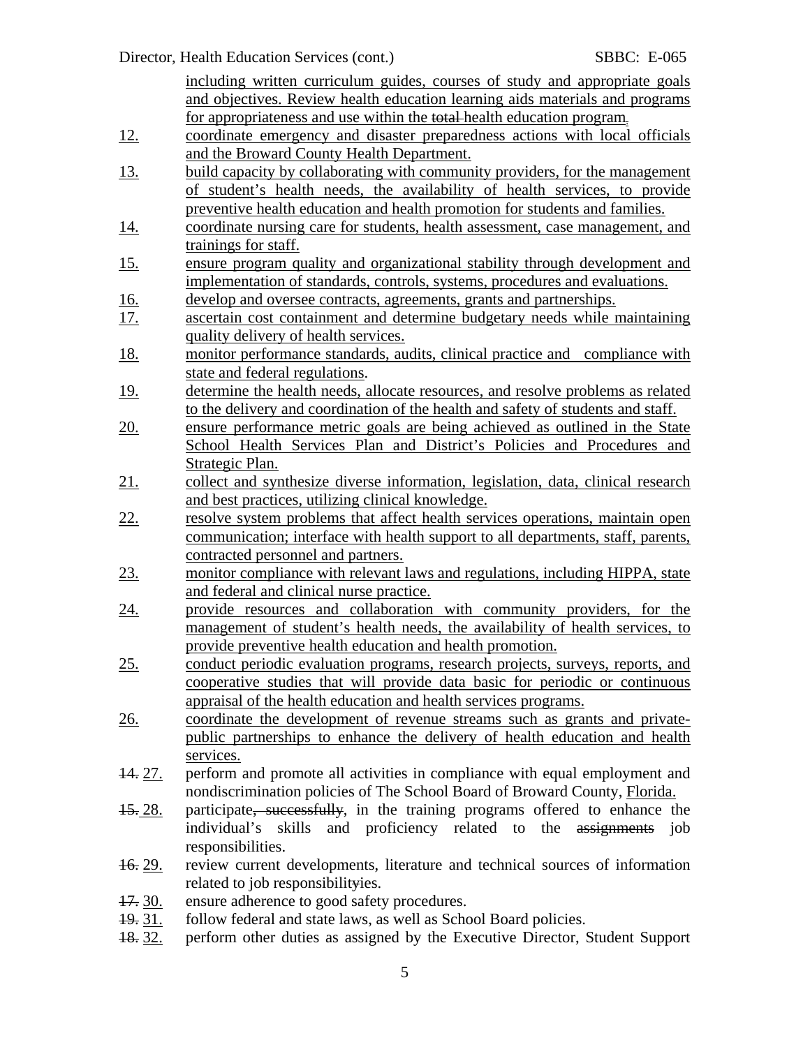including written curriculum guides, courses of study and appropriate goals and objectives. Review health education learning aids materials and programs for appropriateness and use within the ~~total~~ health education program.

12. coordinate emergency and disaster preparedness actions with local officials and the Broward County Health Department.
13. build capacity by collaborating with community providers, for the management of student's health needs, the availability of health services, to provide preventive health education and health promotion for students and families.
14. coordinate nursing care for students, health assessment, case management, and trainings for staff.
15. ensure program quality and organizational stability through development and implementation of standards, controls, systems, procedures and evaluations.
16. develop and oversee contracts, agreements, grants and partnerships.
17. ascertain cost containment and determine budgetary needs while maintaining quality delivery of health services.
18. monitor performance standards, audits, clinical practice and compliance with state and federal regulations.
19. determine the health needs, allocate resources, and resolve problems as related to the delivery and coordination of the health and safety of students and staff.
20. ensure performance metric goals are being achieved as outlined in the State School Health Services Plan and District's Policies and Procedures and Strategic Plan.
21. collect and synthesize diverse information, legislation, data, clinical research and best practices, utilizing clinical knowledge.
22. resolve system problems that affect health services operations, maintain open communication; interface with health support to all departments, staff, parents, contracted personnel and partners.
23. monitor compliance with relevant laws and regulations, including HIPPA, state and federal and clinical nurse practice.
24. provide resources and collaboration with community providers, for the management of student's health needs, the availability of health services, to provide preventive health education and health promotion.
25. conduct periodic evaluation programs, research projects, surveys, reports, and cooperative studies that will provide data basic for periodic or continuous appraisal of the health education and health services programs.
26. coordinate the development of revenue streams such as grants and private-public partnerships to enhance the delivery of health education and health services.

~~14.~~ 27. perform and promote all activities in compliance with equal employment and nondiscrimination policies of The School Board of Broward County, Florida.

~~15.~~ 28. participate~~, successfully~~, in the training programs offered to enhance the individual's skills and proficiency related to the ~~assignments~~ job responsibilities.

~~16.~~ 29. review current developments, literature and technical sources of information related to job responsibility~~ies~~.

~~17.~~ 30. ensure adherence to good safety procedures.

~~19.~~ 31. follow federal and state laws, as well as School Board policies.

~~18.~~ 32. perform other duties as assigned by the Executive Director, Student Support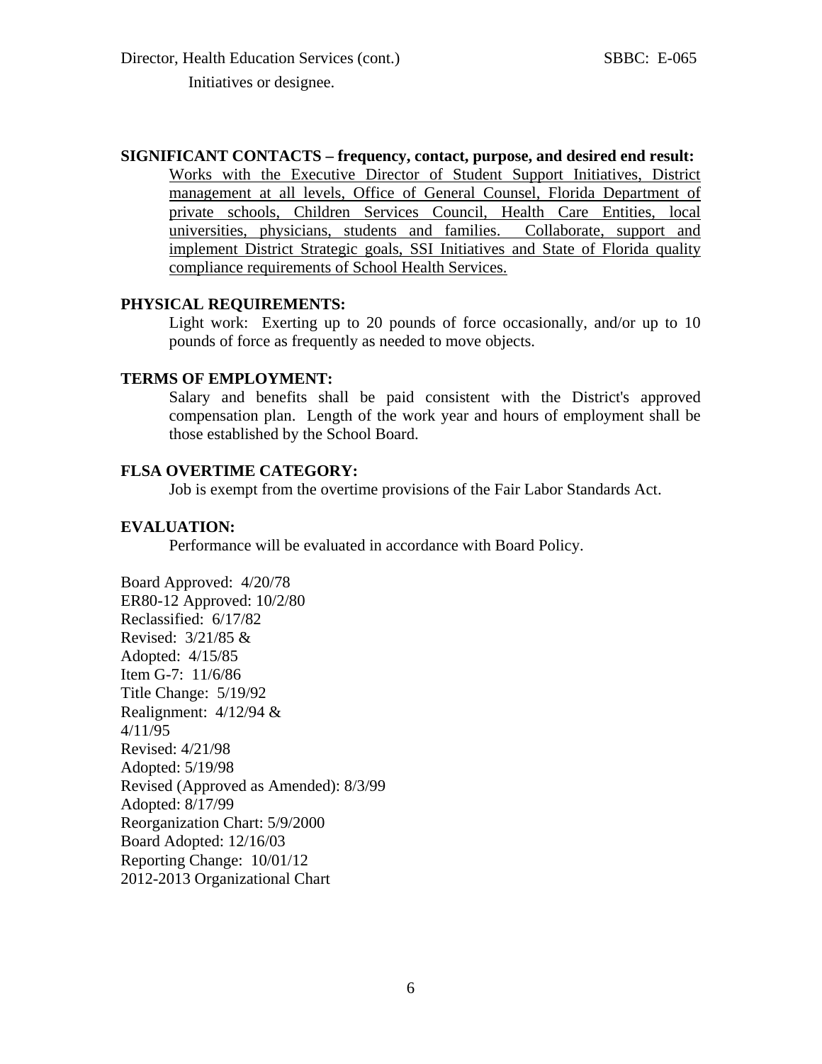Initiatives or designee.

**SIGNIFICANT CONTACTS – frequency, contact, purpose, and desired end result:**

<u>Works with the Executive Director of Student Support Initiatives, District management at all levels, Office of General Counsel, Florida Department of private schools, Children Services Council, Health Care Entities, local universities, physicians, students and families. Collaborate, support and implement District Strategic goals, SSI Initiatives and State of Florida quality compliance requirements of School Health Services.</u>

**PHYSICAL REQUIREMENTS:**

Light work: Exerting up to 20 pounds of force occasionally, and/or up to 10 pounds of force as frequently as needed to move objects.

**TERMS OF EMPLOYMENT:**

Salary and benefits shall be paid consistent with the District's approved compensation plan. Length of the work year and hours of employment shall be those established by the School Board.

**FLSA OVERTIME CATEGORY:**

Job is exempt from the overtime provisions of the Fair Labor Standards Act.

**EVALUATION:**

Performance will be evaluated in accordance with Board Policy.

Board Approved: 4/20/78
ER80-12 Approved: 10/2/80
Reclassified: 6/17/82
Revised: 3/21/85 &
Adopted: 4/15/85
Item G-7: 11/6/86
Title Change: 5/19/92
Realignment: 4/12/94 &
4/11/95
Revised: 4/21/98
Adopted: 5/19/98
Revised (Approved as Amended): 8/3/99
Adopted: 8/17/99
Reorganization Chart: 5/9/2000
Board Adopted: 12/16/03
Reporting Change: 10/01/12
2012-2013 Organizational Chart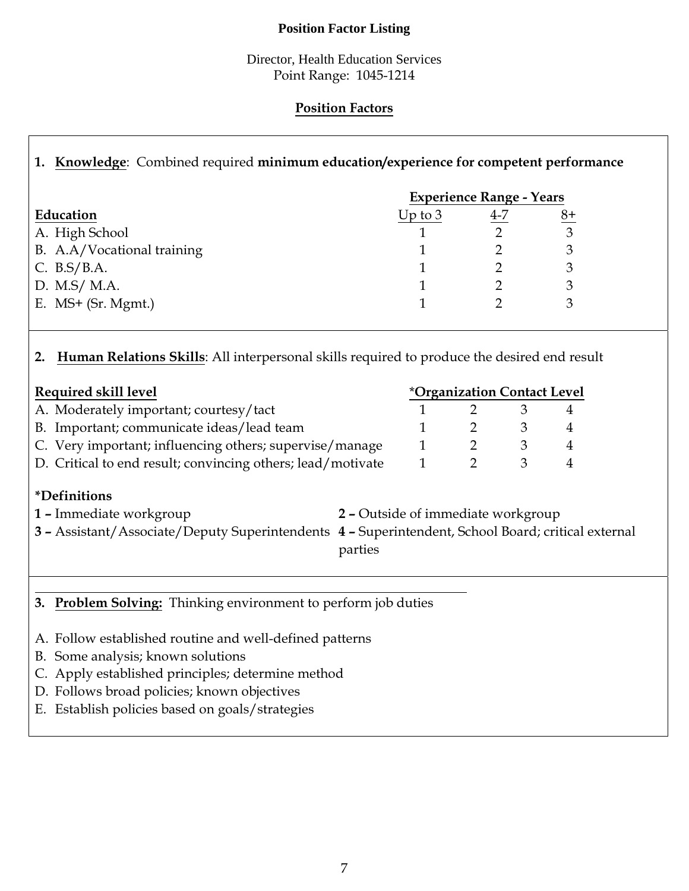**Position Factor Listing**

Director, Health Education Services
Point Range: 1045-1214

**Position Factors**

**1. Knowledge**: Combined required **minimum education/experience for competent performance**

| Education | Experience Range - Years | | |
|---|---|---|---|
| | Up to 3 | 4-7 | 8+ |
| A. High School | 1 | 2 | 3 |
| B. A.A/Vocational training | 1 | 2 | 3 |
| C. B.S/B.A. | 1 | 2 | 3 |
| D. M.S/ M.A. | 1 | 2 | 3 |
| E. MS+ (Sr. Mgmt.) | 1 | 2 | 3 |

**2. Human Relations Skills**: All interpersonal skills required to produce the desired end result

| Required skill level | *Organization Contact Level | | | |
|---|---|---|---|---|
| A. Moderately important; courtesy/tact | 1 | 2 | 3 | 4 |
| B. Important; communicate ideas/lead team | 1 | 2 | 3 | 4 |
| C. Very important; influencing others; supervise/manage | 1 | 2 | 3 | 4 |
| D. Critical to end result; convincing others; lead/motivate | 1 | 2 | 3 | 4 |

**\*Definitions**

**1 –** Immediate workgroup
**2 –** Outside of immediate workgroup
**3 –** Assistant/Associate/Deputy Superintendents
**4 –** Superintendent, School Board; critical external parties

**3. Problem Solving:** Thinking environment to perform job duties

A. Follow established routine and well-defined patterns
B. Some analysis; known solutions
C. Apply established principles; determine method
D. Follows broad policies; known objectives
E. Establish policies based on goals/strategies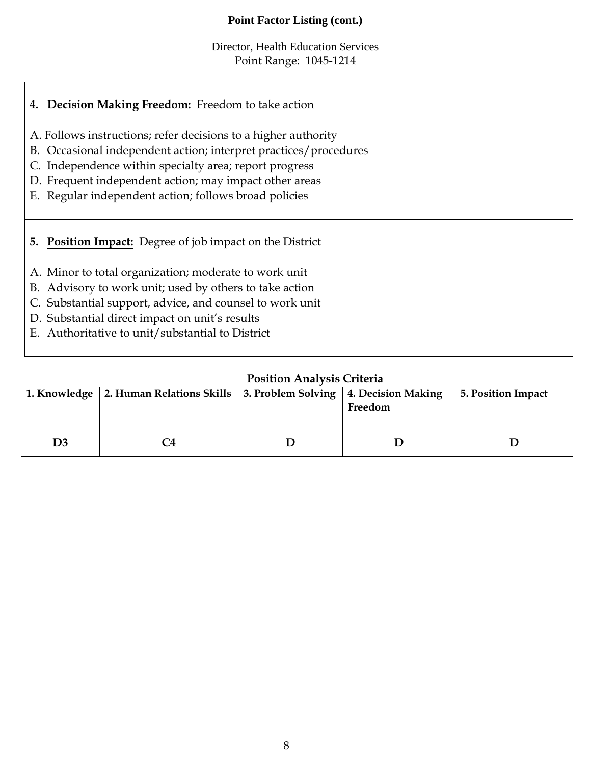**Point Factor Listing (cont.)**

Director, Health Education Services
Point Range: 1045-1214

**4. <u>Decision Making Freedom:</u>** Freedom to take action

A. Follows instructions; refer decisions to a higher authority
B. Occasional independent action; interpret practices/procedures
C. Independence within specialty area; report progress
D. Frequent independent action; may impact other areas
E. Regular independent action; follows broad policies

**5. <u>Position Impact:</u>** Degree of job impact on the District

A. Minor to total organization; moderate to work unit
B. Advisory to work unit; used by others to take action
C. Substantial support, advice, and counsel to work unit
D. Substantial direct impact on unit's results
E. Authoritative to unit/substantial to District

**Position Analysis Criteria**

| 1. Knowledge | 2. Human Relations Skills | 3. Problem Solving | 4. Decision Making Freedom | 5. Position Impact |
|---|---|---|---|---|
| D3 | C4 | D | D | D |